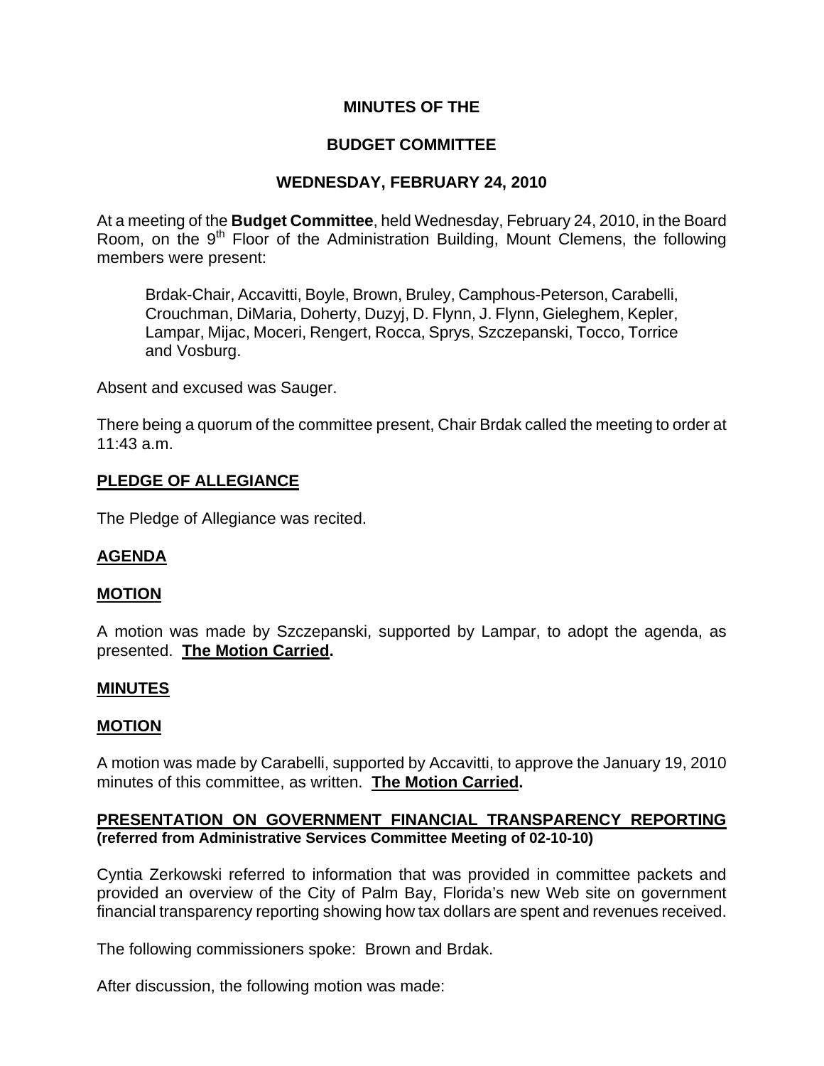# MINUTES OF THE

# BUDGET COMMITTEE

# WEDNESDAY, FEBRUARY 24, 2010

At a meeting of the **Budget Committee**, held Wednesday, February 24, 2010, in the Board Room, on the 9th Floor of the Administration Building, Mount Clemens, the following members were present:

> Brdak-Chair, Accavitti, Boyle, Brown, Bruley, Camphous-Peterson, Carabelli, Crouchman, DiMaria, Doherty, Duzyj, D. Flynn, J. Flynn, Gieleghem, Kepler, Lampar, Mijac, Moceri, Rengert, Rocca, Sprys, Szczepanski, Tocco, Torrice and Vosburg.

Absent and excused was Sauger.

There being a quorum of the committee present, Chair Brdak called the meeting to order at 11:43 a.m.

## PLEDGE OF ALLEGIANCE

The Pledge of Allegiance was recited.

## AGENDA

## MOTION

A motion was made by Szczepanski, supported by Lampar, to adopt the agenda, as presented. **The Motion Carried.**

## MINUTES

## MOTION

A motion was made by Carabelli, supported by Accavitti, to approve the January 19, 2010 minutes of this committee, as written. **The Motion Carried.**

## PRESENTATION ON GOVERNMENT FINANCIAL TRANSPARENCY REPORTING (referred from Administrative Services Committee Meeting of 02-10-10)

Cyntia Zerkowski referred to information that was provided in committee packets and provided an overview of the City of Palm Bay, Florida's new Web site on government financial transparency reporting showing how tax dollars are spent and revenues received.

The following commissioners spoke: Brown and Brdak.

After discussion, the following motion was made: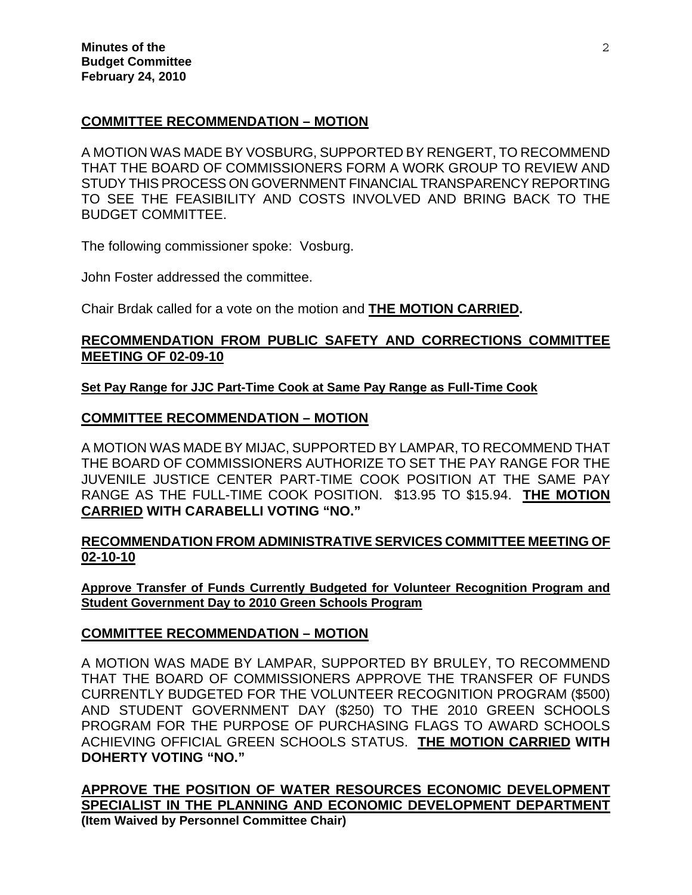## COMMITTEE RECOMMENDATION – MOTION

A MOTION WAS MADE BY VOSBURG, SUPPORTED BY RENGERT, TO RECOMMEND THAT THE BOARD OF COMMISSIONERS FORM A WORK GROUP TO REVIEW AND STUDY THIS PROCESS ON GOVERNMENT FINANCIAL TRANSPARENCY REPORTING TO SEE THE FEASIBILITY AND COSTS INVOLVED AND BRING BACK TO THE BUDGET COMMITTEE.

The following commissioner spoke: Vosburg.

John Foster addressed the committee.

Chair Brdak called for a vote on the motion and **THE MOTION CARRIED.**

## RECOMMENDATION FROM PUBLIC SAFETY AND CORRECTIONS COMMITTEE MEETING OF 02-09-10

**Set Pay Range for JJC Part-Time Cook at Same Pay Range as Full-Time Cook**

## COMMITTEE RECOMMENDATION – MOTION

A MOTION WAS MADE BY MIJAC, SUPPORTED BY LAMPAR, TO RECOMMEND THAT THE BOARD OF COMMISSIONERS AUTHORIZE TO SET THE PAY RANGE FOR THE JUVENILE JUSTICE CENTER PART-TIME COOK POSITION AT THE SAME PAY RANGE AS THE FULL-TIME COOK POSITION. $13.95 TO $15.94. **THE MOTION CARRIED WITH CARABELLI VOTING "NO."**

## RECOMMENDATION FROM ADMINISTRATIVE SERVICES COMMITTEE MEETING OF 02-10-10

**Approve Transfer of Funds Currently Budgeted for Volunteer Recognition Program and Student Government Day to 2010 Green Schools Program**

## COMMITTEE RECOMMENDATION – MOTION

A MOTION WAS MADE BY LAMPAR, SUPPORTED BY BRULEY, TO RECOMMEND THAT THE BOARD OF COMMISSIONERS APPROVE THE TRANSFER OF FUNDS CURRENTLY BUDGETED FOR THE VOLUNTEER RECOGNITION PROGRAM ($500) AND STUDENT GOVERNMENT DAY ($250) TO THE 2010 GREEN SCHOOLS PROGRAM FOR THE PURPOSE OF PURCHASING FLAGS TO AWARD SCHOOLS ACHIEVING OFFICIAL GREEN SCHOOLS STATUS. **THE MOTION CARRIED WITH DOHERTY VOTING "NO."**

## APPROVE THE POSITION OF WATER RESOURCES ECONOMIC DEVELOPMENT SPECIALIST IN THE PLANNING AND ECONOMIC DEVELOPMENT DEPARTMENT

**(Item Waived by Personnel Committee Chair)**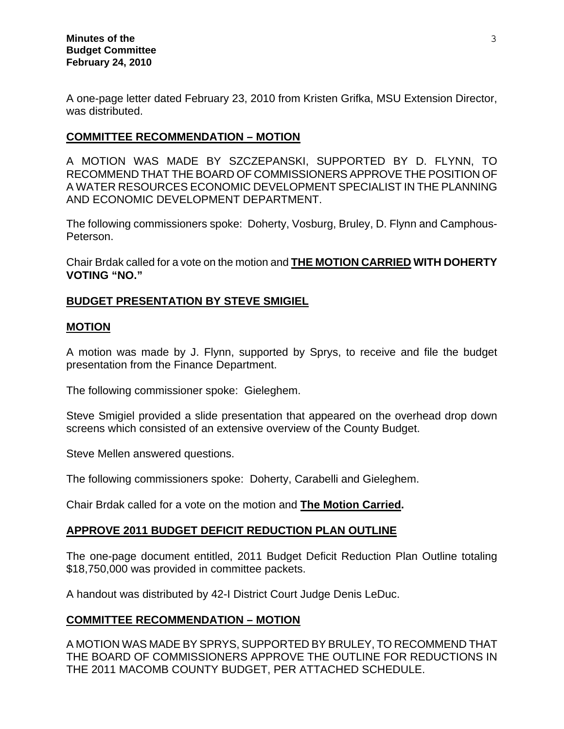A one-page letter dated February 23, 2010 from Kristen Grifka, MSU Extension Director, was distributed.

**COMMITTEE RECOMMENDATION – MOTION**

A MOTION WAS MADE BY SZCZEPANSKI, SUPPORTED BY D. FLYNN, TO RECOMMEND THAT THE BOARD OF COMMISSIONERS APPROVE THE POSITION OF A WATER RESOURCES ECONOMIC DEVELOPMENT SPECIALIST IN THE PLANNING AND ECONOMIC DEVELOPMENT DEPARTMENT.

The following commissioners spoke: Doherty, Vosburg, Bruley, D. Flynn and Camphous-Peterson.

Chair Brdak called for a vote on the motion and **THE MOTION CARRIED WITH DOHERTY VOTING "NO."**

**BUDGET PRESENTATION BY STEVE SMIGIEL**

**MOTION**

A motion was made by J. Flynn, supported by Sprys, to receive and file the budget presentation from the Finance Department.

The following commissioner spoke: Gieleghem.

Steve Smigiel provided a slide presentation that appeared on the overhead drop down screens which consisted of an extensive overview of the County Budget.

Steve Mellen answered questions.

The following commissioners spoke: Doherty, Carabelli and Gieleghem.

Chair Brdak called for a vote on the motion and **The Motion Carried.**

**APPROVE 2011 BUDGET DEFICIT REDUCTION PLAN OUTLINE**

The one-page document entitled, 2011 Budget Deficit Reduction Plan Outline totaling $18,750,000 was provided in committee packets.

A handout was distributed by 42-I District Court Judge Denis LeDuc.

**COMMITTEE RECOMMENDATION – MOTION**

A MOTION WAS MADE BY SPRYS, SUPPORTED BY BRULEY, TO RECOMMEND THAT THE BOARD OF COMMISSIONERS APPROVE THE OUTLINE FOR REDUCTIONS IN THE 2011 MACOMB COUNTY BUDGET, PER ATTACHED SCHEDULE.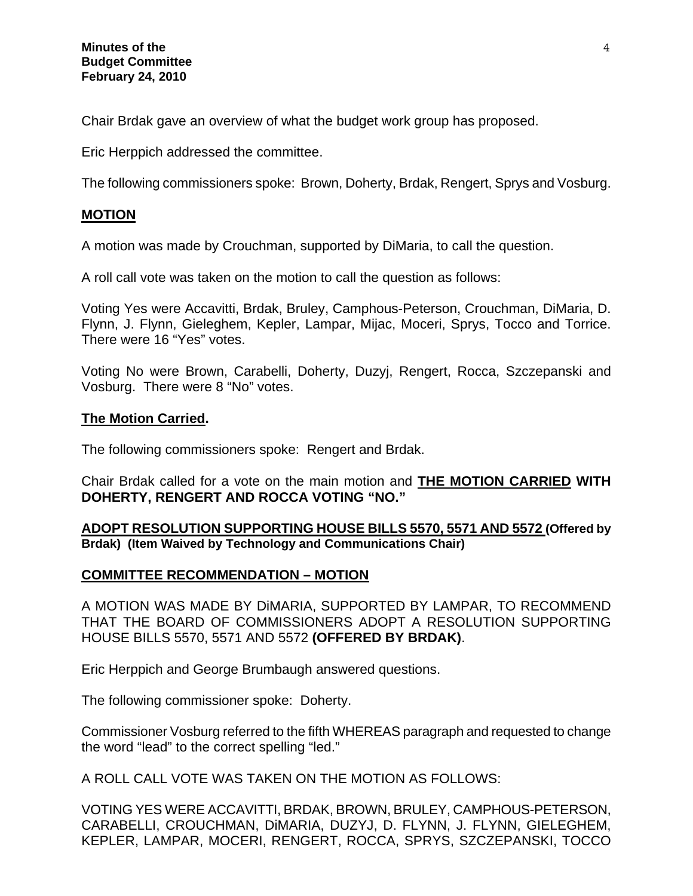Chair Brdak gave an overview of what the budget work group has proposed.

Eric Herppich addressed the committee.

The following commissioners spoke: Brown, Doherty, Brdak, Rengert, Sprys and Vosburg.

**MOTION**

A motion was made by Crouchman, supported by DiMaria, to call the question.

A roll call vote was taken on the motion to call the question as follows:

Voting Yes were Accavitti, Brdak, Bruley, Camphous-Peterson, Crouchman, DiMaria, D. Flynn, J. Flynn, Gieleghem, Kepler, Lampar, Mijac, Moceri, Sprys, Tocco and Torrice. There were 16 "Yes" votes.

Voting No were Brown, Carabelli, Doherty, Duzyj, Rengert, Rocca, Szczepanski and Vosburg. There were 8 "No" votes.

**The Motion Carried.**

The following commissioners spoke: Rengert and Brdak.

Chair Brdak called for a vote on the main motion and **THE MOTION CARRIED WITH DOHERTY, RENGERT AND ROCCA VOTING "NO."**

**ADOPT RESOLUTION SUPPORTING HOUSE BILLS 5570, 5571 AND 5572 (Offered by Brdak) (Item Waived by Technology and Communications Chair)**

**COMMITTEE RECOMMENDATION – MOTION**

A MOTION WAS MADE BY DiMARIA, SUPPORTED BY LAMPAR, TO RECOMMEND THAT THE BOARD OF COMMISSIONERS ADOPT A RESOLUTION SUPPORTING HOUSE BILLS 5570, 5571 AND 5572 **(OFFERED BY BRDAK)**.

Eric Herppich and George Brumbaugh answered questions.

The following commissioner spoke: Doherty.

Commissioner Vosburg referred to the fifth WHEREAS paragraph and requested to change the word "lead" to the correct spelling "led."

A ROLL CALL VOTE WAS TAKEN ON THE MOTION AS FOLLOWS:

VOTING YES WERE ACCAVITTI, BRDAK, BROWN, BRULEY, CAMPHOUS-PETERSON, CARABELLI, CROUCHMAN, DiMARIA, DUZYJ, D. FLYNN, J. FLYNN, GIELEGHEM, KEPLER, LAMPAR, MOCERI, RENGERT, ROCCA, SPRYS, SZCZEPANSKI, TOCCO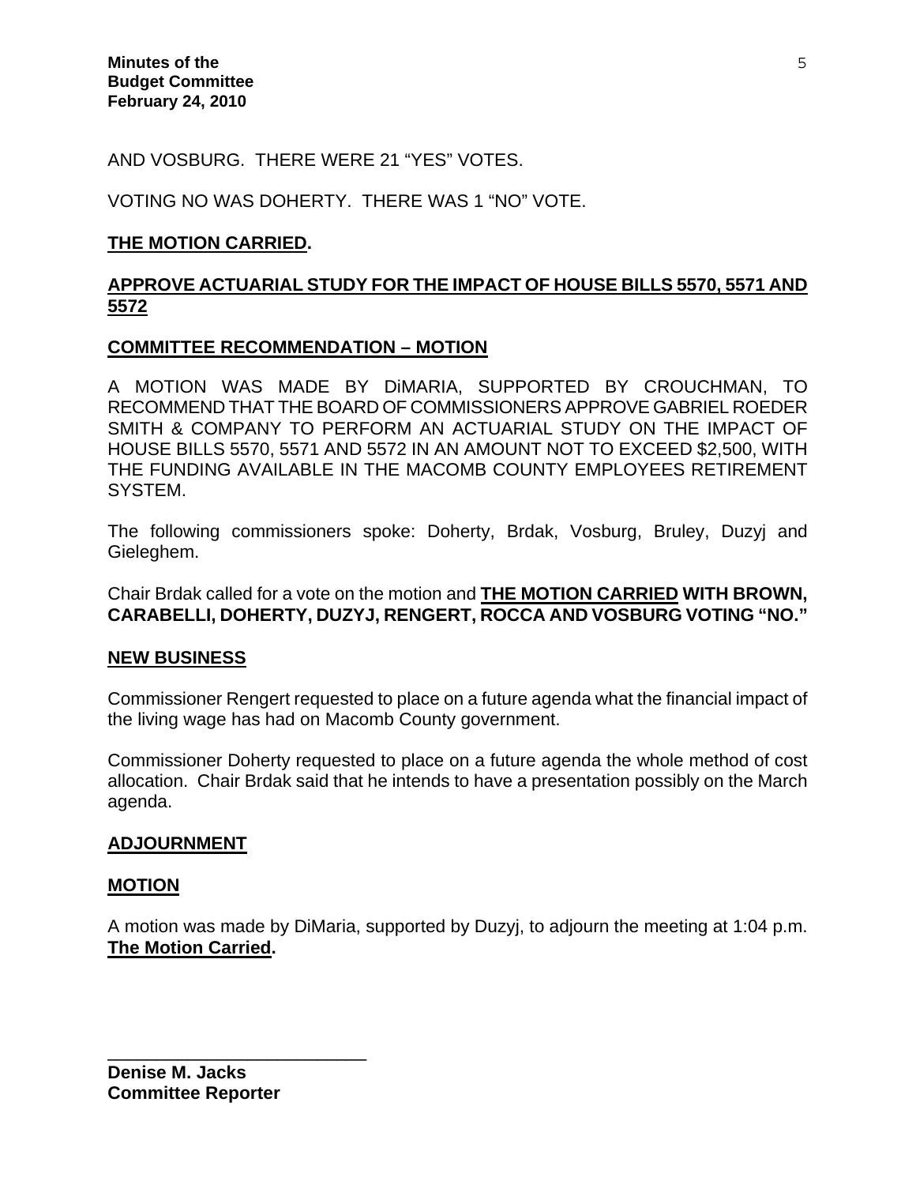AND VOSBURG. THERE WERE 21 "YES" VOTES.

VOTING NO WAS DOHERTY. THERE WAS 1 "NO" VOTE.

**THE MOTION CARRIED.**

## APPROVE ACTUARIAL STUDY FOR THE IMPACT OF HOUSE BILLS 5570, 5571 AND 5572

### COMMITTEE RECOMMENDATION – MOTION

A MOTION WAS MADE BY DiMARIA, SUPPORTED BY CROUCHMAN, TO RECOMMEND THAT THE BOARD OF COMMISSIONERS APPROVE GABRIEL ROEDER SMITH & COMPANY TO PERFORM AN ACTUARIAL STUDY ON THE IMPACT OF HOUSE BILLS 5570, 5571 AND 5572 IN AN AMOUNT NOT TO EXCEED $2,500, WITH THE FUNDING AVAILABLE IN THE MACOMB COUNTY EMPLOYEES RETIREMENT SYSTEM.

The following commissioners spoke: Doherty, Brdak, Vosburg, Bruley, Duzyj and Gieleghem.

Chair Brdak called for a vote on the motion and **THE MOTION CARRIED WITH BROWN, CARABELLI, DOHERTY, DUZYJ, RENGERT, ROCCA AND VOSBURG VOTING "NO."**

## NEW BUSINESS

Commissioner Rengert requested to place on a future agenda what the financial impact of the living wage has had on Macomb County government.

Commissioner Doherty requested to place on a future agenda the whole method of cost allocation. Chair Brdak said that he intends to have a presentation possibly on the March agenda.

## ADJOURNMENT

### MOTION

A motion was made by DiMaria, supported by Duzyj, to adjourn the meeting at 1:04 p.m. **The Motion Carried.**

\_\_\_\_\_\_\_\_\_\_\_\_\_\_\_\_\_\_\_\_\_\_\_\_\_\_\_

**Denise M. Jacks**
**Committee Reporter**